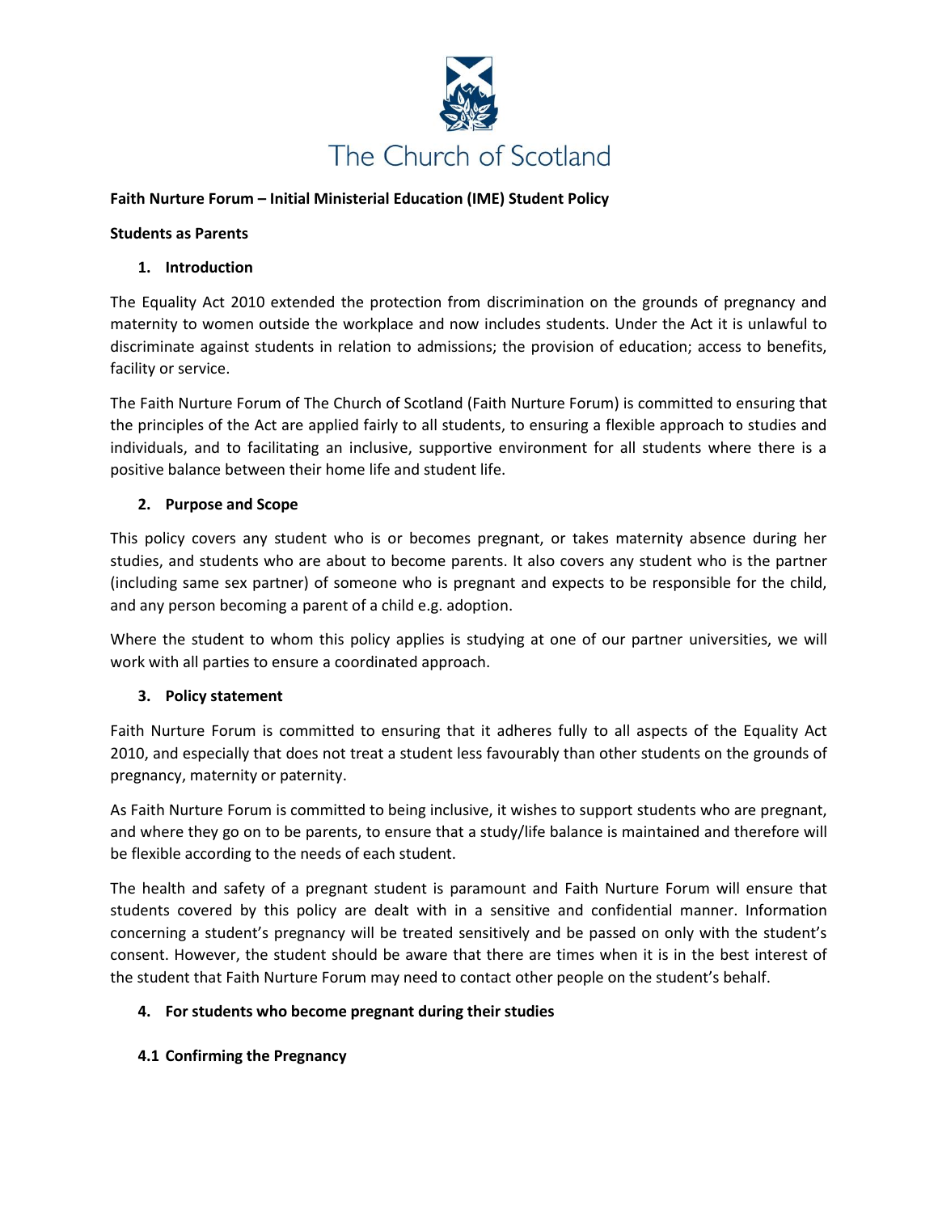The Church of Scotland

**Faith Nurture Forum – Initial Ministerial Education (IME) Student Policy**

**Students as Parents**

## 1. Introduction

The Equality Act 2010 extended the protection from discrimination on the grounds of pregnancy and maternity to women outside the workplace and now includes students. Under the Act it is unlawful to discriminate against students in relation to admissions; the provision of education; access to benefits, facility or service.

The Faith Nurture Forum of The Church of Scotland (Faith Nurture Forum) is committed to ensuring that the principles of the Act are applied fairly to all students, to ensuring a flexible approach to studies and individuals, and to facilitating an inclusive, supportive environment for all students where there is a positive balance between their home life and student life.

## 2. Purpose and Scope

This policy covers any student who is or becomes pregnant, or takes maternity absence during her studies, and students who are about to become parents. It also covers any student who is the partner (including same sex partner) of someone who is pregnant and expects to be responsible for the child, and any person becoming a parent of a child e.g. adoption.

Where the student to whom this policy applies is studying at one of our partner universities, we will work with all parties to ensure a coordinated approach.

## 3. Policy statement

Faith Nurture Forum is committed to ensuring that it adheres fully to all aspects of the Equality Act 2010, and especially that does not treat a student less favourably than other students on the grounds of pregnancy, maternity or paternity.

As Faith Nurture Forum is committed to being inclusive, it wishes to support students who are pregnant, and where they go on to be parents, to ensure that a study/life balance is maintained and therefore will be flexible according to the needs of each student.

The health and safety of a pregnant student is paramount and Faith Nurture Forum will ensure that students covered by this policy are dealt with in a sensitive and confidential manner. Information concerning a student's pregnancy will be treated sensitively and be passed on only with the student's consent. However, the student should be aware that there are times when it is in the best interest of the student that Faith Nurture Forum may need to contact other people on the student's behalf.

## 4. For students who become pregnant during their studies

### 4.1 Confirming the Pregnancy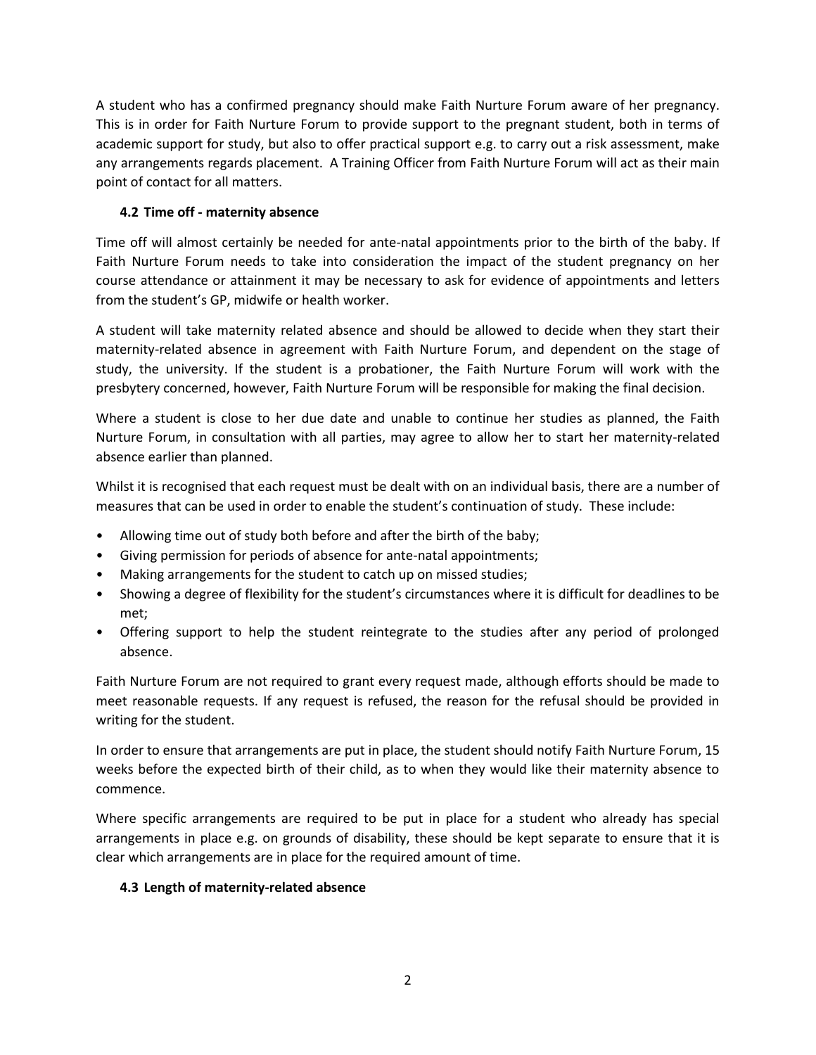A student who has a confirmed pregnancy should make Faith Nurture Forum aware of her pregnancy. This is in order for Faith Nurture Forum to provide support to the pregnant student, both in terms of academic support for study, but also to offer practical support e.g. to carry out a risk assessment, make any arrangements regards placement. A Training Officer from Faith Nurture Forum will act as their main point of contact for all matters.

### 4.2 Time off - maternity absence

Time off will almost certainly be needed for ante-natal appointments prior to the birth of the baby. If Faith Nurture Forum needs to take into consideration the impact of the student pregnancy on her course attendance or attainment it may be necessary to ask for evidence of appointments and letters from the student's GP, midwife or health worker.

A student will take maternity related absence and should be allowed to decide when they start their maternity-related absence in agreement with Faith Nurture Forum, and dependent on the stage of study, the university. If the student is a probationer, the Faith Nurture Forum will work with the presbytery concerned, however, Faith Nurture Forum will be responsible for making the final decision.

Where a student is close to her due date and unable to continue her studies as planned, the Faith Nurture Forum, in consultation with all parties, may agree to allow her to start her maternity-related absence earlier than planned.

Whilst it is recognised that each request must be dealt with on an individual basis, there are a number of measures that can be used in order to enable the student's continuation of study. These include:

- Allowing time out of study both before and after the birth of the baby;
- Giving permission for periods of absence for ante-natal appointments;
- Making arrangements for the student to catch up on missed studies;
- Showing a degree of flexibility for the student's circumstances where it is difficult for deadlines to be met;
- Offering support to help the student reintegrate to the studies after any period of prolonged absence.

Faith Nurture Forum are not required to grant every request made, although efforts should be made to meet reasonable requests. If any request is refused, the reason for the refusal should be provided in writing for the student.

In order to ensure that arrangements are put in place, the student should notify Faith Nurture Forum, 15 weeks before the expected birth of their child, as to when they would like their maternity absence to commence.

Where specific arrangements are required to be put in place for a student who already has special arrangements in place e.g. on grounds of disability, these should be kept separate to ensure that it is clear which arrangements are in place for the required amount of time.

### 4.3 Length of maternity-related absence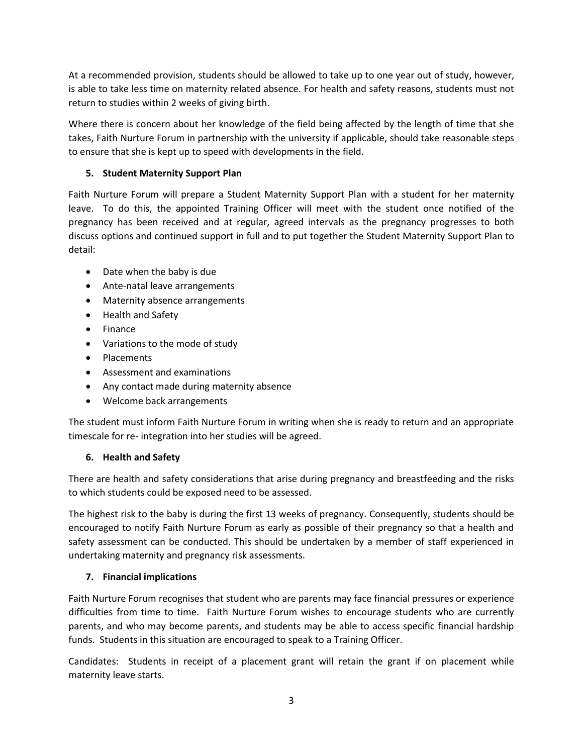At a recommended provision, students should be allowed to take up to one year out of study, however, is able to take less time on maternity related absence. For health and safety reasons, students must not return to studies within 2 weeks of giving birth.

Where there is concern about her knowledge of the field being affected by the length of time that she takes, Faith Nurture Forum in partnership with the university if applicable, should take reasonable steps to ensure that she is kept up to speed with developments in the field.

## 5. Student Maternity Support Plan

Faith Nurture Forum will prepare a Student Maternity Support Plan with a student for her maternity leave. To do this, the appointed Training Officer will meet with the student once notified of the pregnancy has been received and at regular, agreed intervals as the pregnancy progresses to both discuss options and continued support in full and to put together the Student Maternity Support Plan to detail:

- Date when the baby is due
- Ante-natal leave arrangements
- Maternity absence arrangements
- Health and Safety
- Finance
- Variations to the mode of study
- Placements
- Assessment and examinations
- Any contact made during maternity absence
- Welcome back arrangements

The student must inform Faith Nurture Forum in writing when she is ready to return and an appropriate timescale for re- integration into her studies will be agreed.

## 6. Health and Safety

There are health and safety considerations that arise during pregnancy and breastfeeding and the risks to which students could be exposed need to be assessed.

The highest risk to the baby is during the first 13 weeks of pregnancy. Consequently, students should be encouraged to notify Faith Nurture Forum as early as possible of their pregnancy so that a health and safety assessment can be conducted. This should be undertaken by a member of staff experienced in undertaking maternity and pregnancy risk assessments.

## 7. Financial implications

Faith Nurture Forum recognises that student who are parents may face financial pressures or experience difficulties from time to time. Faith Nurture Forum wishes to encourage students who are currently parents, and who may become parents, and students may be able to access specific financial hardship funds. Students in this situation are encouraged to speak to a Training Officer.

Candidates: Students in receipt of a placement grant will retain the grant if on placement while maternity leave starts.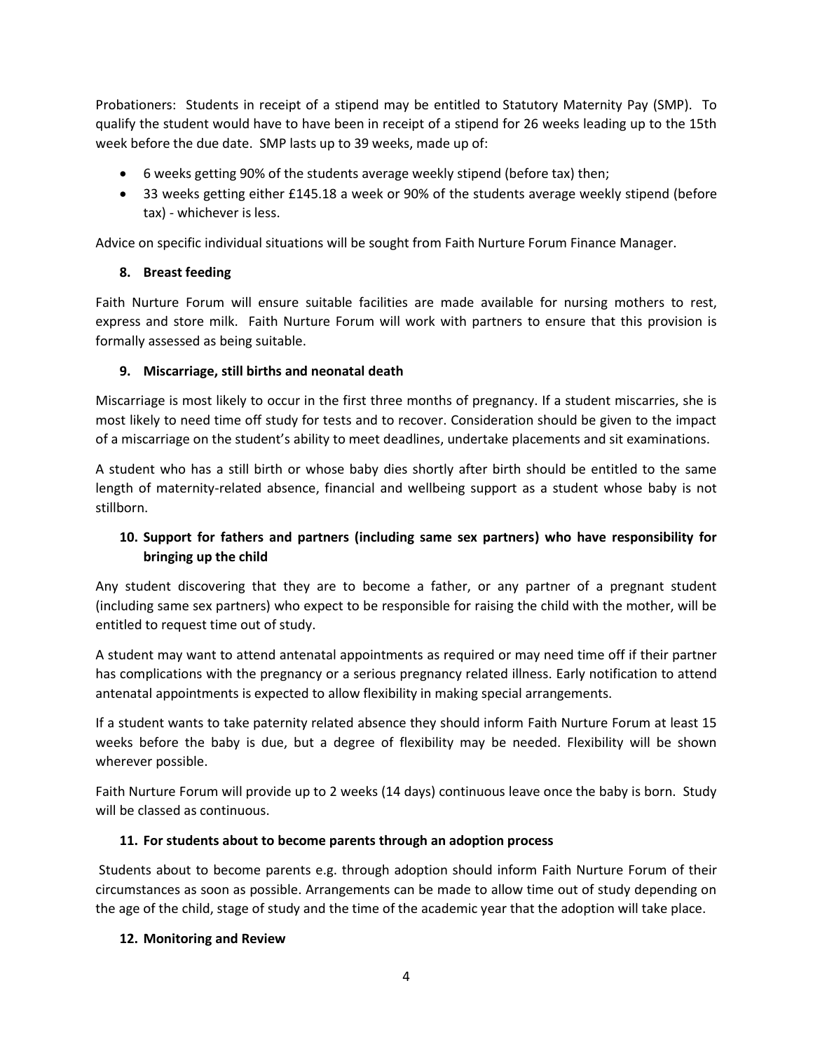Probationers: Students in receipt of a stipend may be entitled to Statutory Maternity Pay (SMP). To qualify the student would have to have been in receipt of a stipend for 26 weeks leading up to the 15th week before the due date. SMP lasts up to 39 weeks, made up of:

- 6 weeks getting 90% of the students average weekly stipend (before tax) then;
- 33 weeks getting either £145.18 a week or 90% of the students average weekly stipend (before tax) - whichever is less.

Advice on specific individual situations will be sought from Faith Nurture Forum Finance Manager.

### 8. Breast feeding

Faith Nurture Forum will ensure suitable facilities are made available for nursing mothers to rest, express and store milk. Faith Nurture Forum will work with partners to ensure that this provision is formally assessed as being suitable.

### 9. Miscarriage, still births and neonatal death

Miscarriage is most likely to occur in the first three months of pregnancy. If a student miscarries, she is most likely to need time off study for tests and to recover. Consideration should be given to the impact of a miscarriage on the student's ability to meet deadlines, undertake placements and sit examinations.

A student who has a still birth or whose baby dies shortly after birth should be entitled to the same length of maternity-related absence, financial and wellbeing support as a student whose baby is not stillborn.

### 10. Support for fathers and partners (including same sex partners) who have responsibility for bringing up the child

Any student discovering that they are to become a father, or any partner of a pregnant student (including same sex partners) who expect to be responsible for raising the child with the mother, will be entitled to request time out of study.

A student may want to attend antenatal appointments as required or may need time off if their partner has complications with the pregnancy or a serious pregnancy related illness. Early notification to attend antenatal appointments is expected to allow flexibility in making special arrangements.

If a student wants to take paternity related absence they should inform Faith Nurture Forum at least 15 weeks before the baby is due, but a degree of flexibility may be needed. Flexibility will be shown wherever possible.

Faith Nurture Forum will provide up to 2 weeks (14 days) continuous leave once the baby is born. Study will be classed as continuous.

### 11. For students about to become parents through an adoption process

Students about to become parents e.g. through adoption should inform Faith Nurture Forum of their circumstances as soon as possible. Arrangements can be made to allow time out of study depending on the age of the child, stage of study and the time of the academic year that the adoption will take place.

### 12. Monitoring and Review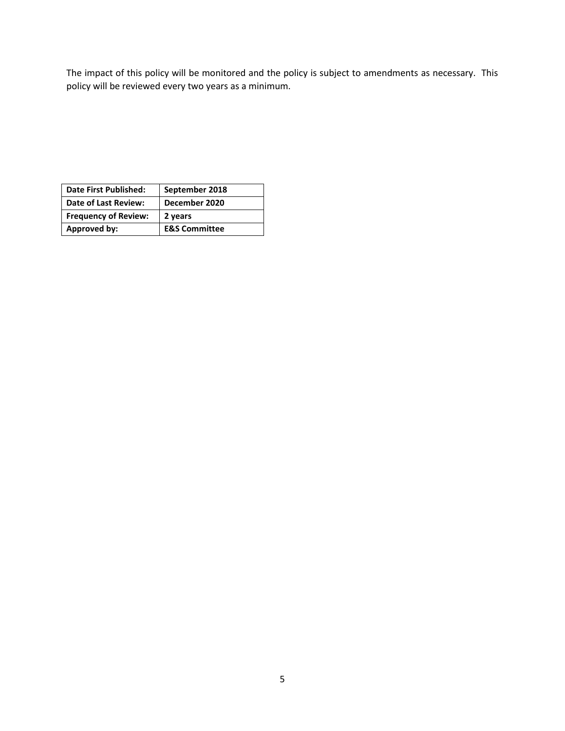The impact of this policy will be monitored and the policy is subject to amendments as necessary. This policy will be reviewed every two years as a minimum.

| | |
|---|---|
| **Date First Published:** | **September 2018** |
| **Date of Last Review:** | **December 2020** |
| **Frequency of Review:** | **2 years** |
| **Approved by:** | **E&S Committee** |